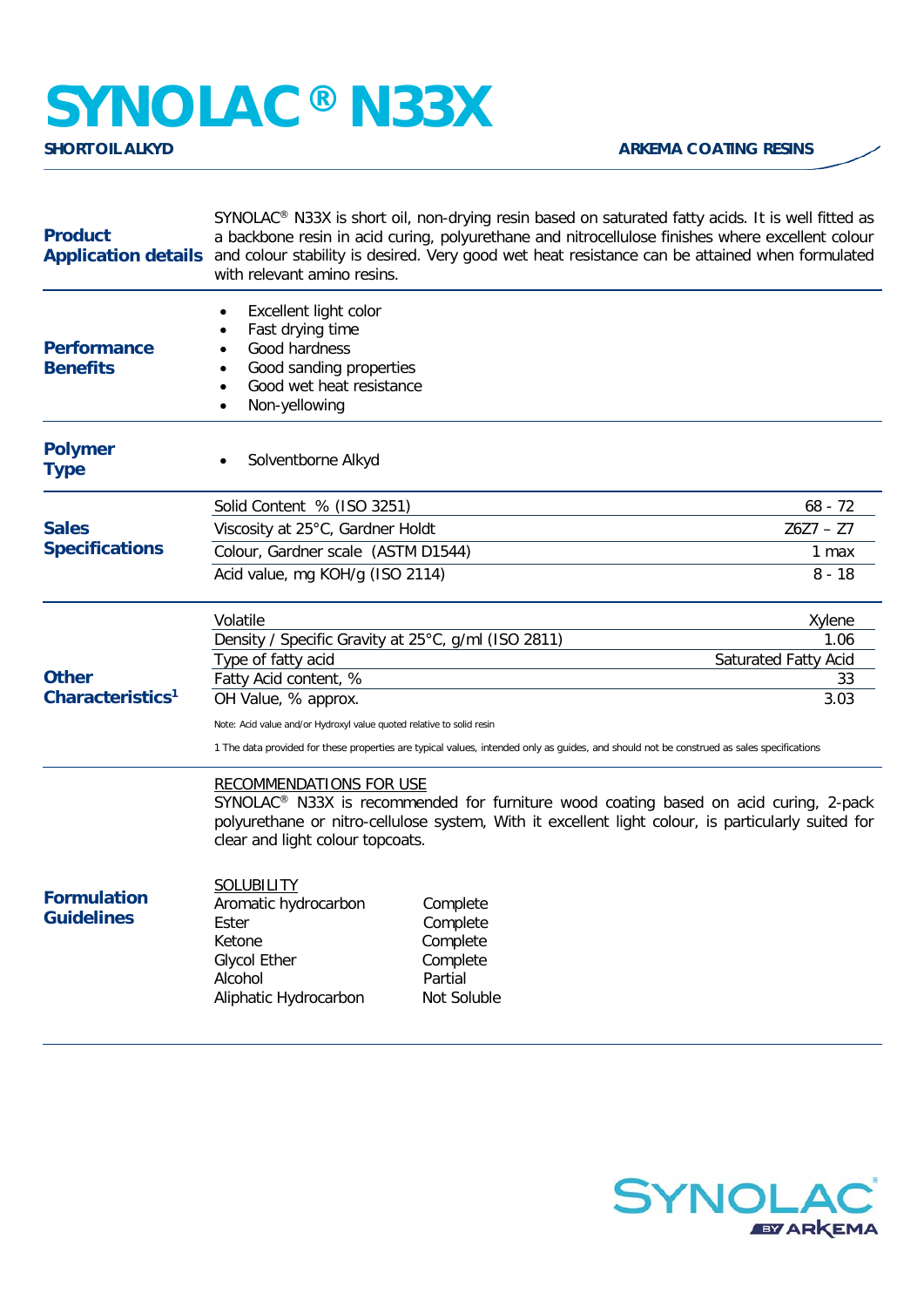# SYNOLAC® N33X

**SHORT OIL ALKYD** **ARKEMA COATING RESINS**

## Product Application details

SYNOLAC® N33X is short oil, non-drying resin based on saturated fatty acids. It is well fitted as a backbone resin in acid curing, polyurethane and nitrocellulose finishes where excellent colour and colour stability is desired. Very good wet heat resistance can be attained when formulated with relevant amino resins.

## Performance Benefits

- Excellent light color
- Fast drying time
- Good hardness
- Good sanding properties
- Good wet heat resistance
- Non-yellowing

## Polymer Type

- Solventborne Alkyd

## Sales Specifications

| Property | Value |
|---|---|
| Solid Content % (ISO 3251) | 68 - 72 |
| Viscosity at 25°C, Gardner Holdt | Z6Z7 – Z7 |
| Colour, Gardner scale (ASTM D1544) | 1 max |
| Acid value, mg KOH/g (ISO 2114) | 8 - 18 |

## Other Characteristics[1]

| Property | Value |
|---|---|
| Volatile | Xylene |
| Density / Specific Gravity at 25°C, g/ml (ISO 2811) | 1.06 |
| Type of fatty acid | Saturated Fatty Acid |
| Fatty Acid content, % | 33 |
| OH Value, % approx. | 3.03 |

Note: Acid value and/or Hydroxyl value quoted relative to solid resin

1 The data provided for these properties are typical values, intended only as guides, and should not be construed as sales specifications

## Formulation Guidelines

RECOMMENDATIONS FOR USE

SYNOLAC® N33X is recommended for furniture wood coating based on acid curing, 2-pack polyurethane or nitro-cellulose system, With it excellent light colour, is particularly suited for clear and light colour topcoats.

SOLUBILITY

| Solvent | Solubility |
|---|---|
| Aromatic hydrocarbon | Complete |
| Ester | Complete |
| Ketone | Complete |
| Glycol Ether | Complete |
| Alcohol | Partial |
| Aliphatic Hydrocarbon | Not Soluble |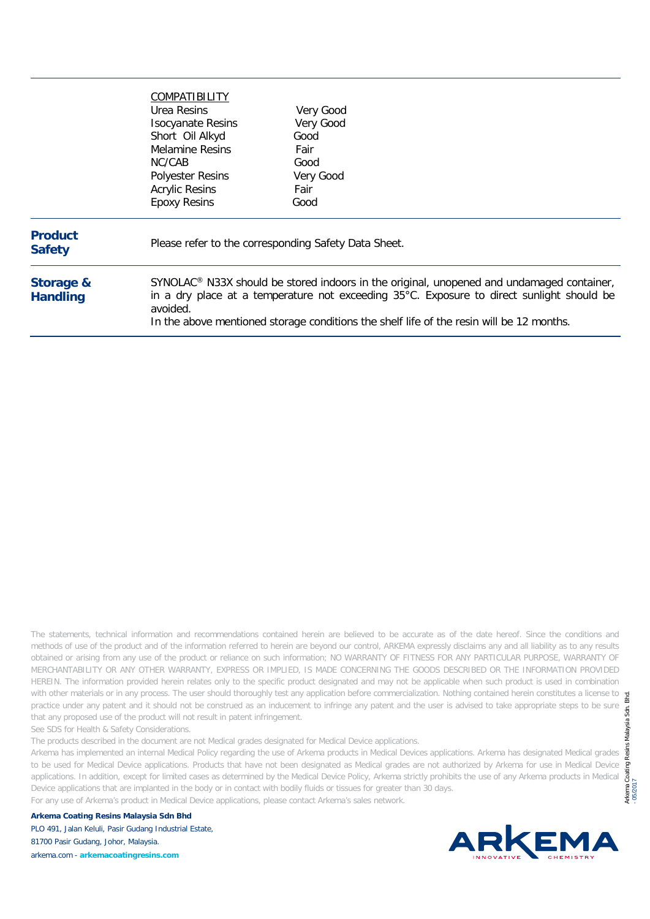COMPATIBILITY

| | |
|---|---|
| Urea Resins | Very Good |
| Isocyanate Resins | Very Good |
| Short Oil Alkyd | Good |
| Melamine Resins | Fair |
| NC/CAB | Good |
| Polyester Resins | Very Good |
| Acrylic Resins | Fair |
| Epoxy Resins | Good |

## Product Safety

Please refer to the corresponding Safety Data Sheet.

## Storage & Handling

SYNOLAC® N33X should be stored indoors in the original, unopened and undamaged container, in a dry place at a temperature not exceeding 35°C. Exposure to direct sunlight should be avoided.
In the above mentioned storage conditions the shelf life of the resin will be 12 months.

The statements, technical information and recommendations contained herein are believed to be accurate as of the date hereof. Since the conditions and methods of use of the product and of the information referred to herein are beyond our control, ARKEMA expressly disclaims any and all liability as to any results obtained or arising from any use of the product or reliance on such information; NO WARRANTY OF FITNESS FOR ANY PARTICULAR PURPOSE, WARRANTY OF MERCHANTABILITY OR ANY OTHER WARRANTY, EXPRESS OR IMPLIED, IS MADE CONCERNING THE GOODS DESCRIBED OR THE INFORMATION PROVIDED HEREIN. The information provided herein relates only to the specific product designated and may not be applicable when such product is used in combination with other materials or in any process. The user should thoroughly test any application before commercialization. Nothing contained herein constitutes a license to practice under any patent and it should not be construed as an inducement to infringe any patent and the user is advised to take appropriate steps to be sure that any proposed use of the product will not result in patent infringement.
See SDS for Health & Safety Considerations.
The products described in the document are not Medical grades designated for Medical Device applications.
Arkema has implemented an internal Medical Policy regarding the use of Arkema products in Medical Devices applications. Arkema has designated Medical grades to be used for Medical Device applications. Products that have not been designated as Medical grades are not authorized by Arkema for use in Medical Device applications. In addition, except for limited cases as determined by the Medical Device Policy, Arkema strictly prohibits the use of any Arkema products in Medical Device applications that are implanted in the body or in contact with bodily fluids or tissues for greater than 30 days.
For any use of Arkema's product in Medical Device applications, please contact Arkema's sales network.

**Arkema Coating Resins Malaysia Sdn Bhd**
PLO 491, Jalan Keluli, Pasir Gudang Industrial Estate,
81700 Pasir Gudang, Johor, Malaysia.
arkema.com - **arkemacoatingresins.com**

Arkema Coating Resins Malaysia Sdn. Bhd. - 05/2017